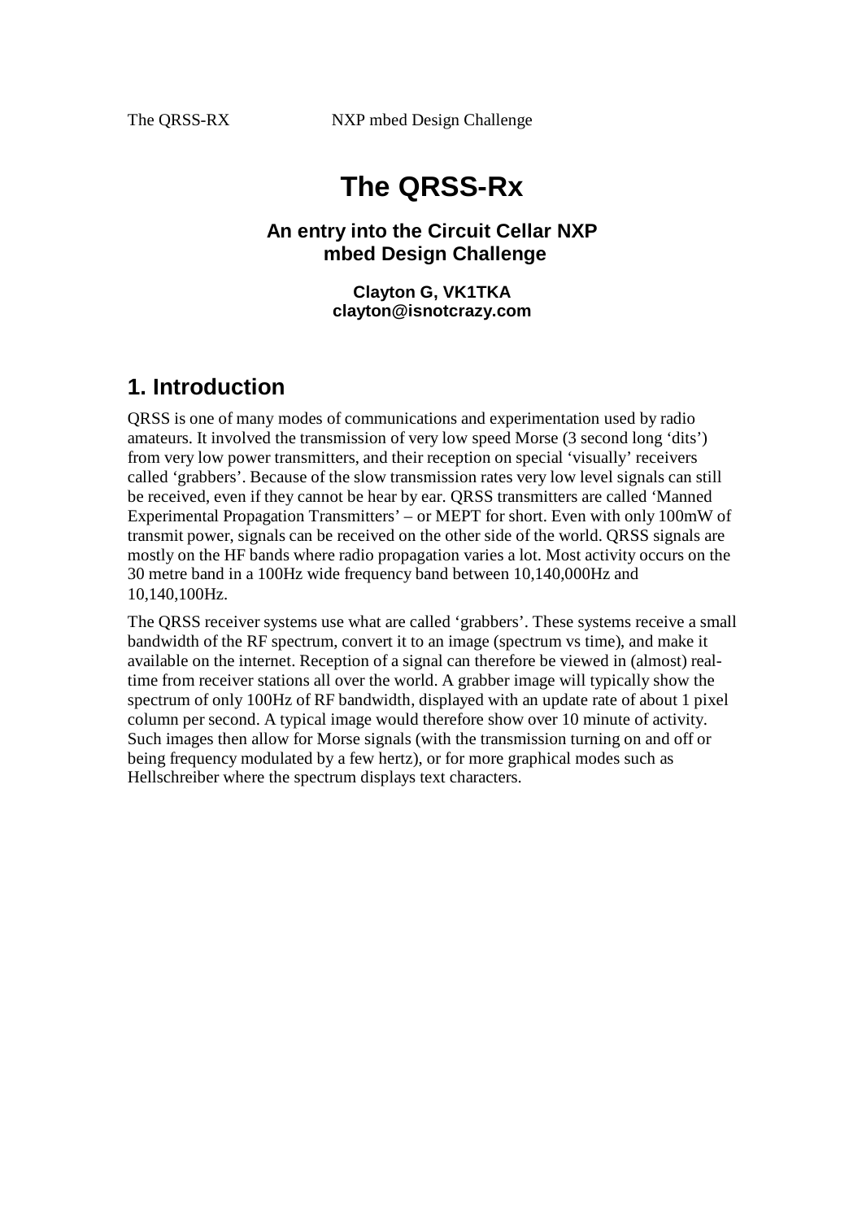# The QRSS-Rx

### An entry into the Circuit Cellar NXP mbed Design Challenge

**Clayton G, VK1TKA**
**clayton@isnotcrazy.com**

## 1. Introduction

QRSS is one of many modes of communications and experimentation used by radio amateurs. It involved the transmission of very low speed Morse (3 second long 'dits') from very low power transmitters, and their reception on special 'visually' receivers called 'grabbers'. Because of the slow transmission rates very low level signals can still be received, even if they cannot be hear by ear. QRSS transmitters are called 'Manned Experimental Propagation Transmitters' – or MEPT for short. Even with only 100mW of transmit power, signals can be received on the other side of the world. QRSS signals are mostly on the HF bands where radio propagation varies a lot. Most activity occurs on the 30 metre band in a 100Hz wide frequency band between 10,140,000Hz and 10,140,100Hz.

The QRSS receiver systems use what are called 'grabbers'. These systems receive a small bandwidth of the RF spectrum, convert it to an image (spectrum vs time), and make it available on the internet. Reception of a signal can therefore be viewed in (almost) real-time from receiver stations all over the world. A grabber image will typically show the spectrum of only 100Hz of RF bandwidth, displayed with an update rate of about 1 pixel column per second. A typical image would therefore show over 10 minute of activity. Such images then allow for Morse signals (with the transmission turning on and off or being frequency modulated by a few hertz), or for more graphical modes such as Hellschreiber where the spectrum displays text characters.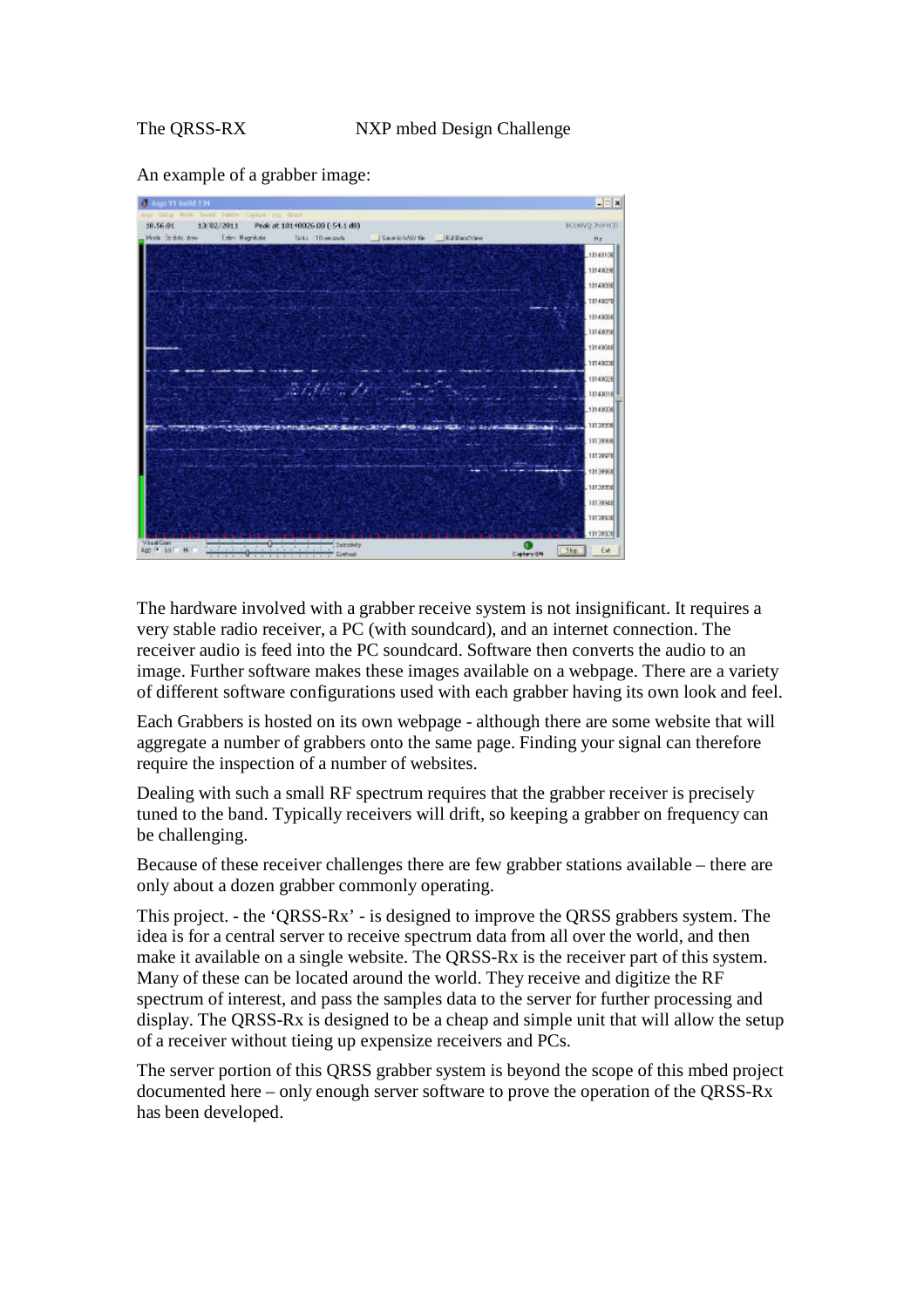An example of a grabber image:

The hardware involved with a grabber receive system is not insignificant. It requires a very stable radio receiver, a PC (with soundcard), and an internet connection. The receiver audio is feed into the PC soundcard. Software then converts the audio to an image. Further software makes these images available on a webpage. There are a variety of different software configurations used with each grabber having its own look and feel.

Each Grabbers is hosted on its own webpage - although there are some website that will aggregate a number of grabbers onto the same page. Finding your signal can therefore require the inspection of a number of websites.

Dealing with such a small RF spectrum requires that the grabber receiver is precisely tuned to the band. Typically receivers will drift, so keeping a grabber on frequency can be challenging.

Because of these receiver challenges there are few grabber stations available – there are only about a dozen grabber commonly operating.

This project. - the 'QRSS-Rx' - is designed to improve the QRSS grabbers system. The idea is for a central server to receive spectrum data from all over the world, and then make it available on a single website. The QRSS-Rx is the receiver part of this system. Many of these can be located around the world. They receive and digitize the RF spectrum of interest, and pass the samples data to the server for further processing and display. The QRSS-Rx is designed to be a cheap and simple unit that will allow the setup of a receiver without tieing up expensize receivers and PCs.

The server portion of this QRSS grabber system is beyond the scope of this mbed project documented here – only enough server software to prove the operation of the QRSS-Rx has been developed.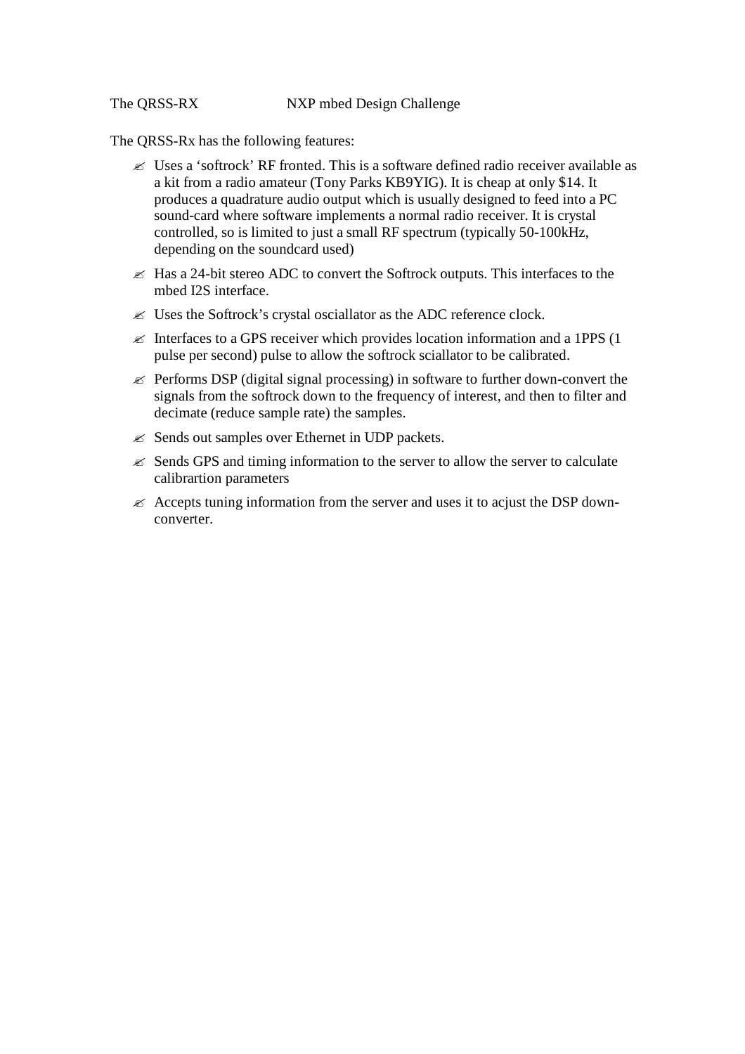The QRSS-RX NXP mbed Design Challenge

The QRSS-Rx has the following features:

- Uses a 'softrock' RF fronted. This is a software defined radio receiver available as a kit from a radio amateur (Tony Parks KB9YIG). It is cheap at only $14. It produces a quadrature audio output which is usually designed to feed into a PC sound-card where software implements a normal radio receiver. It is crystal controlled, so is limited to just a small RF spectrum (typically 50-100kHz, depending on the soundcard used)
- Has a 24-bit stereo ADC to convert the Softrock outputs. This interfaces to the mbed I2S interface.
- Uses the Softrock's crystal osciallator as the ADC reference clock.
- Interfaces to a GPS receiver which provides location information and a 1PPS (1 pulse per second) pulse to allow the softrock sciallator to be calibrated.
- Performs DSP (digital signal processing) in software to further down-convert the signals from the softrock down to the frequency of interest, and then to filter and decimate (reduce sample rate) the samples.
- Sends out samples over Ethernet in UDP packets.
- Sends GPS and timing information to the server to allow the server to calculate calibrartion parameters
- Accepts tuning information from the server and uses it to acjust the DSP down-converter.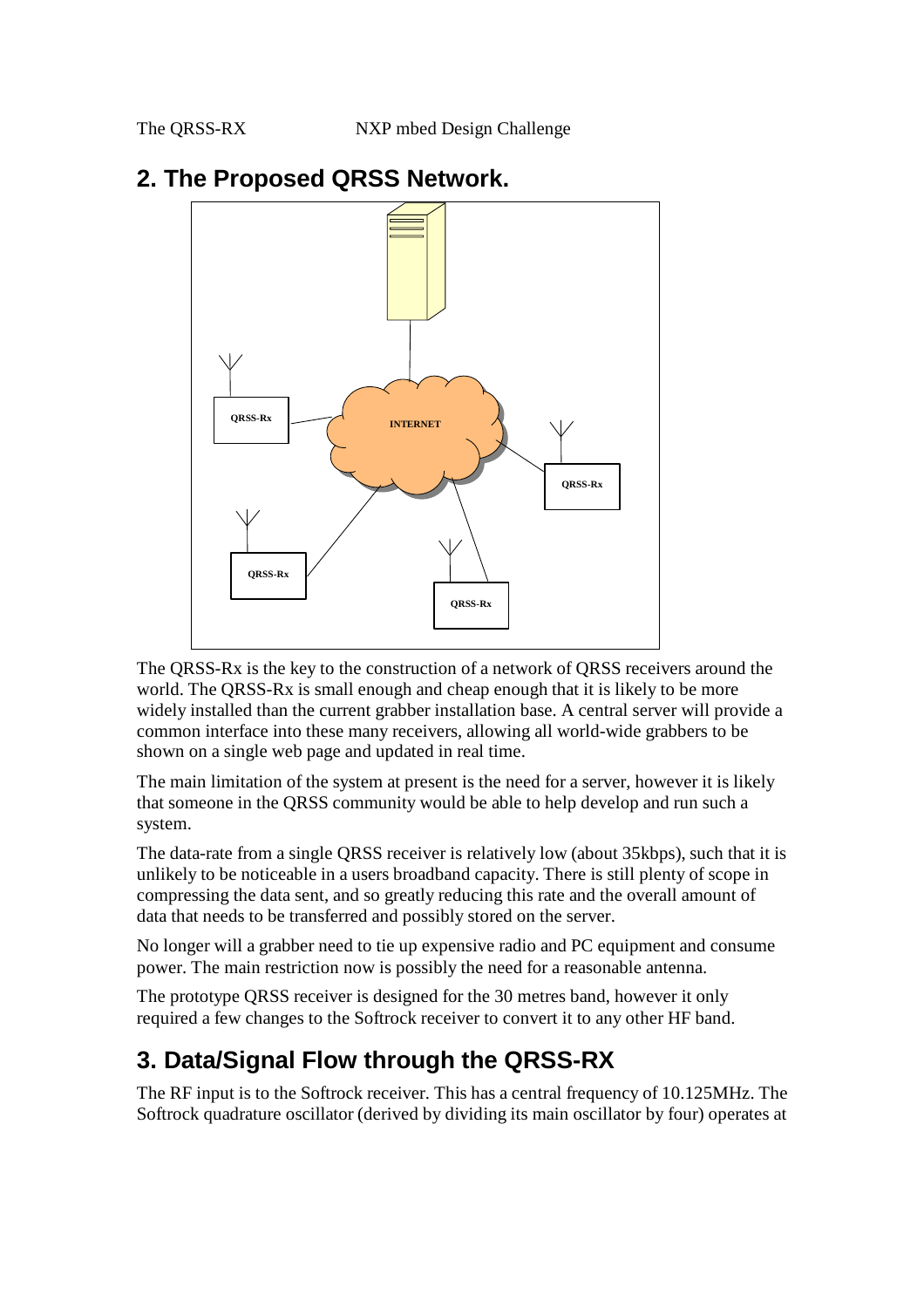## 2. The Proposed QRSS Network.

The QRSS-Rx is the key to the construction of a network of QRSS receivers around the world. The QRSS-Rx is small enough and cheap enough that it is likely to be more widely installed than the current grabber installation base. A central server will provide a common interface into these many receivers, allowing all world-wide grabbers to be shown on a single web page and updated in real time.

The main limitation of the system at present is the need for a server, however it is likely that someone in the QRSS community would be able to help develop and run such a system.

The data-rate from a single QRSS receiver is relatively low (about 35kbps), such that it is unlikely to be noticeable in a users broadband capacity. There is still plenty of scope in compressing the data sent, and so greatly reducing this rate and the overall amount of data that needs to be transferred and possibly stored on the server.

No longer will a grabber need to tie up expensive radio and PC equipment and consume power. The main restriction now is possibly the need for a reasonable antenna.

The prototype QRSS receiver is designed for the 30 metres band, however it only required a few changes to the Softrock receiver to convert it to any other HF band.

## 3. Data/Signal Flow through the QRSS-RX

The RF input is to the Softrock receiver. This has a central frequency of 10.125MHz. The Softrock quadrature oscillator (derived by dividing its main oscillator by four) operates at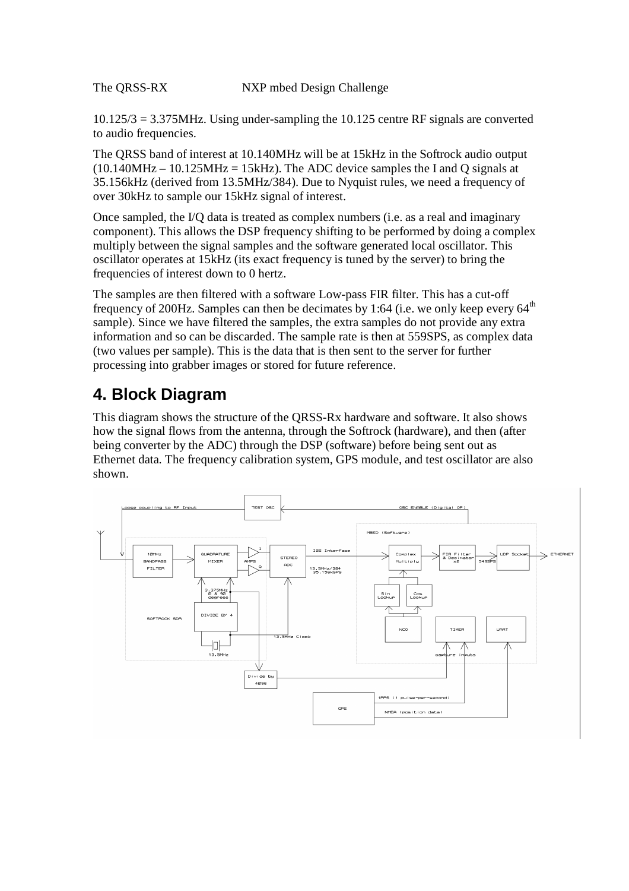10.125/3 = 3.375MHz. Using under-sampling the 10.125 centre RF signals are converted to audio frequencies.

The QRSS band of interest at 10.140MHz will be at 15kHz in the Softrock audio output (10.140MHz – 10.125MHz = 15kHz). The ADC device samples the I and Q signals at 35.156kHz (derived from 13.5MHz/384). Due to Nyquist rules, we need a frequency of over 30kHz to sample our 15kHz signal of interest.

Once sampled, the I/Q data is treated as complex numbers (i.e. as a real and imaginary component). This allows the DSP frequency shifting to be performed by doing a complex multiply between the signal samples and the software generated local oscillator. This oscillator operates at 15kHz (its exact frequency is tuned by the server) to bring the frequencies of interest down to 0 hertz.

The samples are then filtered with a software Low-pass FIR filter. This has a cut-off frequency of 200Hz. Samples can then be decimates by 1:64 (i.e. we only keep every 64[th] sample). Since we have filtered the samples, the extra samples do not provide any extra information and so can be discarded. The sample rate is then at 559SPS, as complex data (two values per sample). This is the data that is then sent to the server for further processing into grabber images or stored for future reference.

## 4. Block Diagram

This diagram shows the structure of the QRSS-Rx hardware and software. It also shows how the signal flows from the antenna, through the Softrock (hardware), and then (after being converter by the ADC) through the DSP (software) before being sent out as Ethernet data. The frequency calibration system, GPS module, and test oscillator are also shown.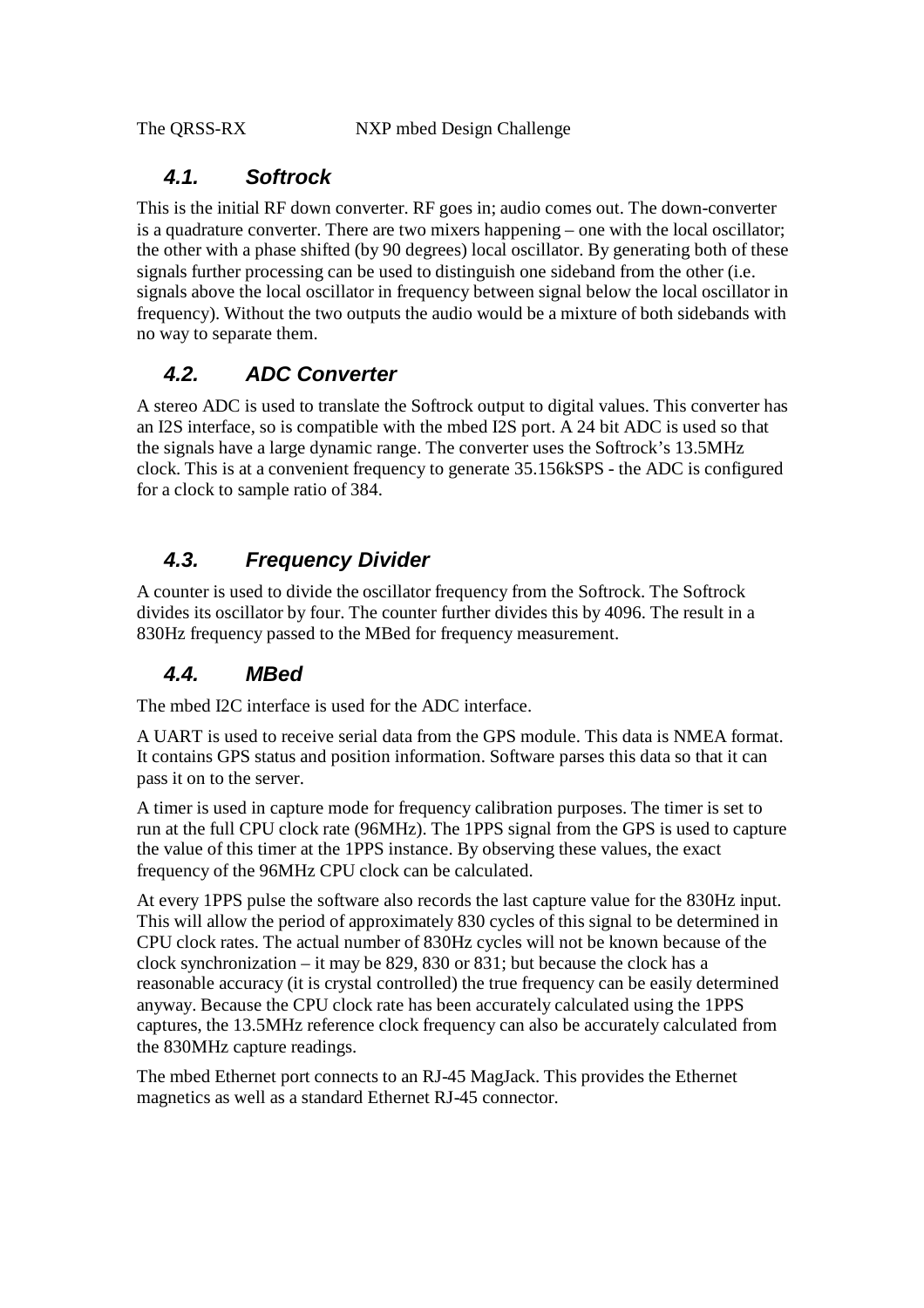### 4.1. Softrock

This is the initial RF down converter. RF goes in; audio comes out. The down-converter is a quadrature converter. There are two mixers happening – one with the local oscillator; the other with a phase shifted (by 90 degrees) local oscillator. By generating both of these signals further processing can be used to distinguish one sideband from the other (i.e. signals above the local oscillator in frequency between signal below the local oscillator in frequency). Without the two outputs the audio would be a mixture of both sidebands with no way to separate them.

### 4.2. ADC Converter

A stereo ADC is used to translate the Softrock output to digital values. This converter has an I2S interface, so is compatible with the mbed I2S port. A 24 bit ADC is used so that the signals have a large dynamic range. The converter uses the Softrock's 13.5MHz clock. This is at a convenient frequency to generate 35.156kSPS - the ADC is configured for a clock to sample ratio of 384.

### 4.3. Frequency Divider

A counter is used to divide the oscillator frequency from the Softrock. The Softrock divides its oscillator by four. The counter further divides this by 4096. The result in a 830Hz frequency passed to the MBed for frequency measurement.

### 4.4. MBed

The mbed I2C interface is used for the ADC interface.

A UART is used to receive serial data from the GPS module. This data is NMEA format. It contains GPS status and position information. Software parses this data so that it can pass it on to the server.

A timer is used in capture mode for frequency calibration purposes. The timer is set to run at the full CPU clock rate (96MHz). The 1PPS signal from the GPS is used to capture the value of this timer at the 1PPS instance. By observing these values, the exact frequency of the 96MHz CPU clock can be calculated.

At every 1PPS pulse the software also records the last capture value for the 830Hz input. This will allow the period of approximately 830 cycles of this signal to be determined in CPU clock rates. The actual number of 830Hz cycles will not be known because of the clock synchronization – it may be 829, 830 or 831; but because the clock has a reasonable accuracy (it is crystal controlled) the true frequency can be easily determined anyway. Because the CPU clock rate has been accurately calculated using the 1PPS captures, the 13.5MHz reference clock frequency can also be accurately calculated from the 830MHz capture readings.

The mbed Ethernet port connects to an RJ-45 MagJack. This provides the Ethernet magnetics as well as a standard Ethernet RJ-45 connector.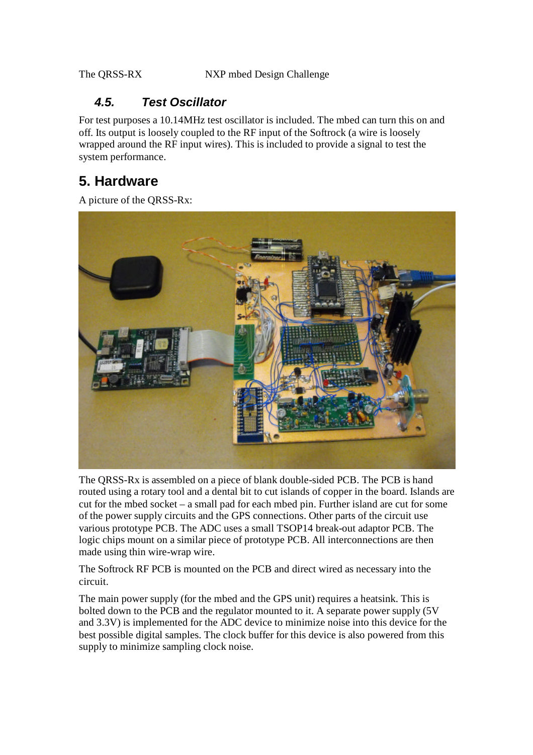### 4.5. *Test Oscillator*

For test purposes a 10.14MHz test oscillator is included. The mbed can turn this on and off. Its output is loosely coupled to the RF input of the Softrock (a wire is loosely wrapped around the RF input wires). This is included to provide a signal to test the system performance.

## 5. Hardware

A picture of the QRSS-Rx:

The QRSS-Rx is assembled on a piece of blank double-sided PCB. The PCB is hand routed using a rotary tool and a dental bit to cut islands of copper in the board. Islands are cut for the mbed socket – a small pad for each mbed pin. Further island are cut for some of the power supply circuits and the GPS connections. Other parts of the circuit use various prototype PCB. The ADC uses a small TSOP14 break-out adaptor PCB. The logic chips mount on a similar piece of prototype PCB. All interconnections are then made using thin wire-wrap wire.

The Softrock RF PCB is mounted on the PCB and direct wired as necessary into the circuit.

The main power supply (for the mbed and the GPS unit) requires a heatsink. This is bolted down to the PCB and the regulator mounted to it. A separate power supply (5V and 3.3V) is implemented for the ADC device to minimize noise into this device for the best possible digital samples. The clock buffer for this device is also powered from this supply to minimize sampling clock noise.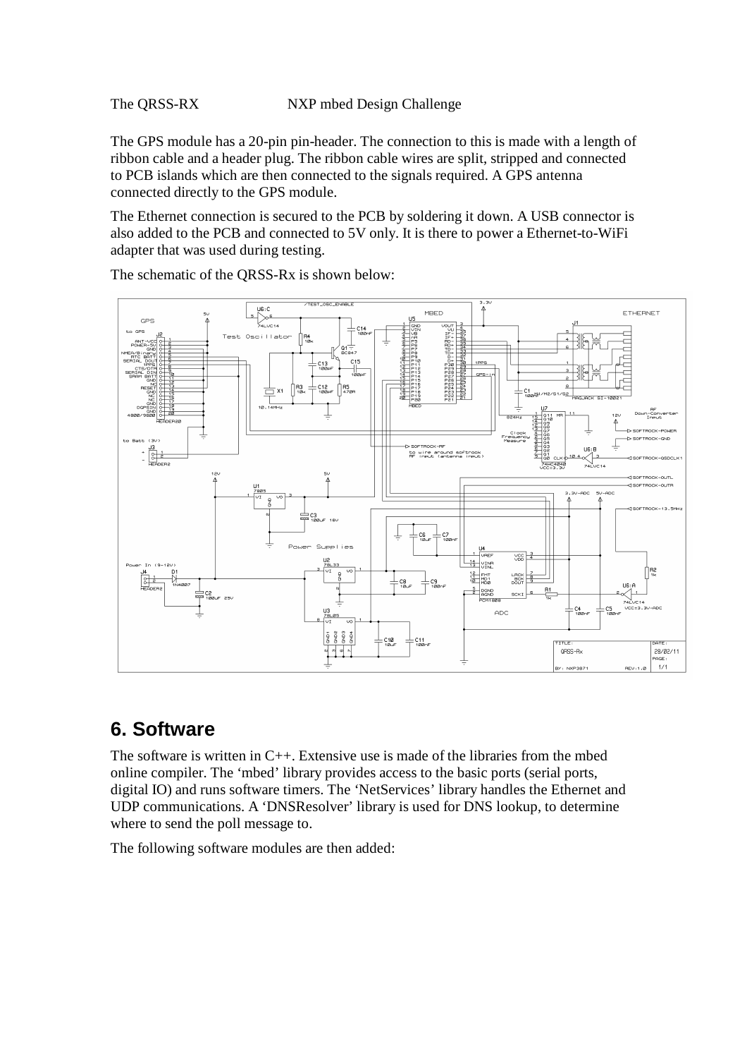The GPS module has a 20-pin pin-header. The connection to this is made with a length of ribbon cable and a header plug. The ribbon cable wires are split, stripped and connected to PCB islands which are then connected to the signals required. A GPS antenna connected directly to the GPS module.

The Ethernet connection is secured to the PCB by soldering it down. A USB connector is also added to the PCB and connected to 5V only. It is there to power a Ethernet-to-WiFi adapter that was used during testing.

The schematic of the QRSS-Rx is shown below:

## 6. Software

The software is written in C++. Extensive use is made of the libraries from the mbed online compiler. The 'mbed' library provides access to the basic ports (serial ports, digital IO) and runs software timers. The 'NetServices' library handles the Ethernet and UDP communications. A 'DNSResolver' library is used for DNS lookup, to determine where to send the poll message to.

The following software modules are then added: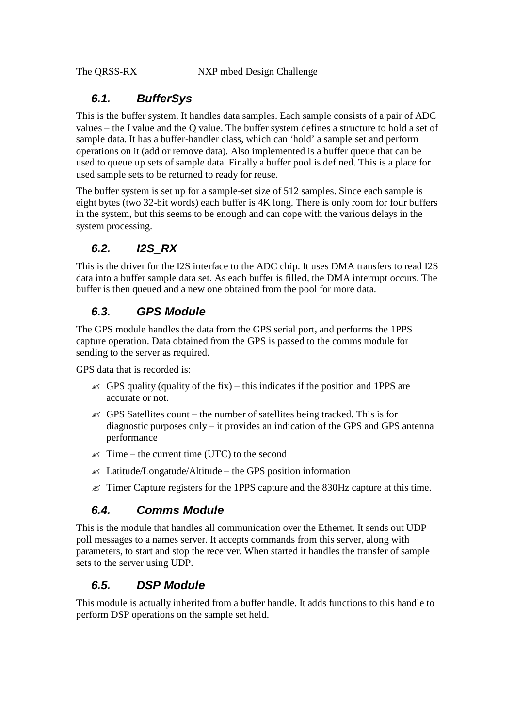## 6.1. BufferSys

This is the buffer system. It handles data samples. Each sample consists of a pair of ADC values – the I value and the Q value. The buffer system defines a structure to hold a set of sample data. It has a buffer-handler class, which can 'hold' a sample set and perform operations on it (add or remove data). Also implemented is a buffer queue that can be used to queue up sets of sample data. Finally a buffer pool is defined. This is a place for used sample sets to be returned to ready for reuse.

The buffer system is set up for a sample-set size of 512 samples. Since each sample is eight bytes (two 32-bit words) each buffer is 4K long. There is only room for four buffers in the system, but this seems to be enough and can cope with the various delays in the system processing.

## 6.2. I2S_RX

This is the driver for the I2S interface to the ADC chip. It uses DMA transfers to read I2S data into a buffer sample data set. As each buffer is filled, the DMA interrupt occurs. The buffer is then queued and a new one obtained from the pool for more data.

## 6.3. GPS Module

The GPS module handles the data from the GPS serial port, and performs the 1PPS capture operation. Data obtained from the GPS is passed to the comms module for sending to the server as required.

GPS data that is recorded is:

- GPS quality (quality of the fix) – this indicates if the position and 1PPS are accurate or not.
- GPS Satellites count – the number of satellites being tracked. This is for diagnostic purposes only – it provides an indication of the GPS and GPS antenna performance
- Time – the current time (UTC) to the second
- Latitude/Longatude/Altitude – the GPS position information
- Timer Capture registers for the 1PPS capture and the 830Hz capture at this time.

## 6.4. Comms Module

This is the module that handles all communication over the Ethernet. It sends out UDP poll messages to a names server. It accepts commands from this server, along with parameters, to start and stop the receiver. When started it handles the transfer of sample sets to the server using UDP.

## 6.5. DSP Module

This module is actually inherited from a buffer handle. It adds functions to this handle to perform DSP operations on the sample set held.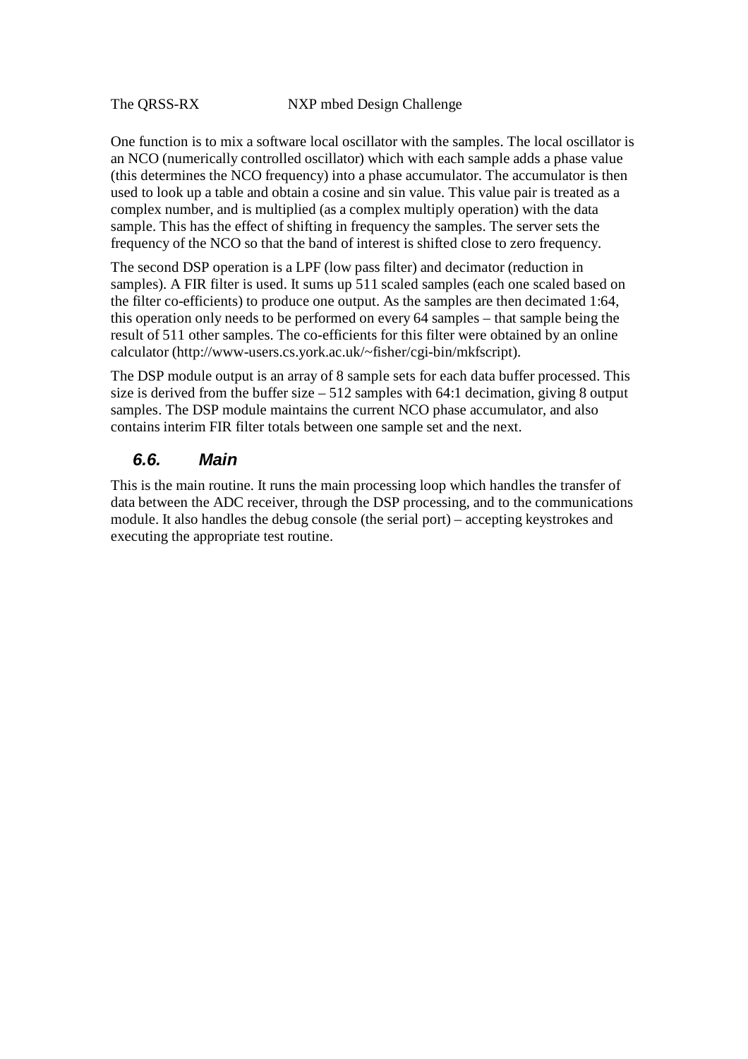One function is to mix a software local oscillator with the samples. The local oscillator is an NCO (numerically controlled oscillator) which with each sample adds a phase value (this determines the NCO frequency) into a phase accumulator. The accumulator is then used to look up a table and obtain a cosine and sin value. This value pair is treated as a complex number, and is multiplied (as a complex multiply operation) with the data sample. This has the effect of shifting in frequency the samples. The server sets the frequency of the NCO so that the band of interest is shifted close to zero frequency.

The second DSP operation is a LPF (low pass filter) and decimator (reduction in samples). A FIR filter is used. It sums up 511 scaled samples (each one scaled based on the filter co-efficients) to produce one output. As the samples are then decimated 1:64, this operation only needs to be performed on every 64 samples – that sample being the result of 511 other samples. The co-efficients for this filter were obtained by an online calculator (http://www-users.cs.york.ac.uk/~fisher/cgi-bin/mkfscript).

The DSP module output is an array of 8 sample sets for each data buffer processed. This size is derived from the buffer size – 512 samples with 64:1 decimation, giving 8 output samples. The DSP module maintains the current NCO phase accumulator, and also contains interim FIR filter totals between one sample set and the next.

## *6.6. Main*

This is the main routine. It runs the main processing loop which handles the transfer of data between the ADC receiver, through the DSP processing, and to the communications module. It also handles the debug console (the serial port) – accepting keystrokes and executing the appropriate test routine.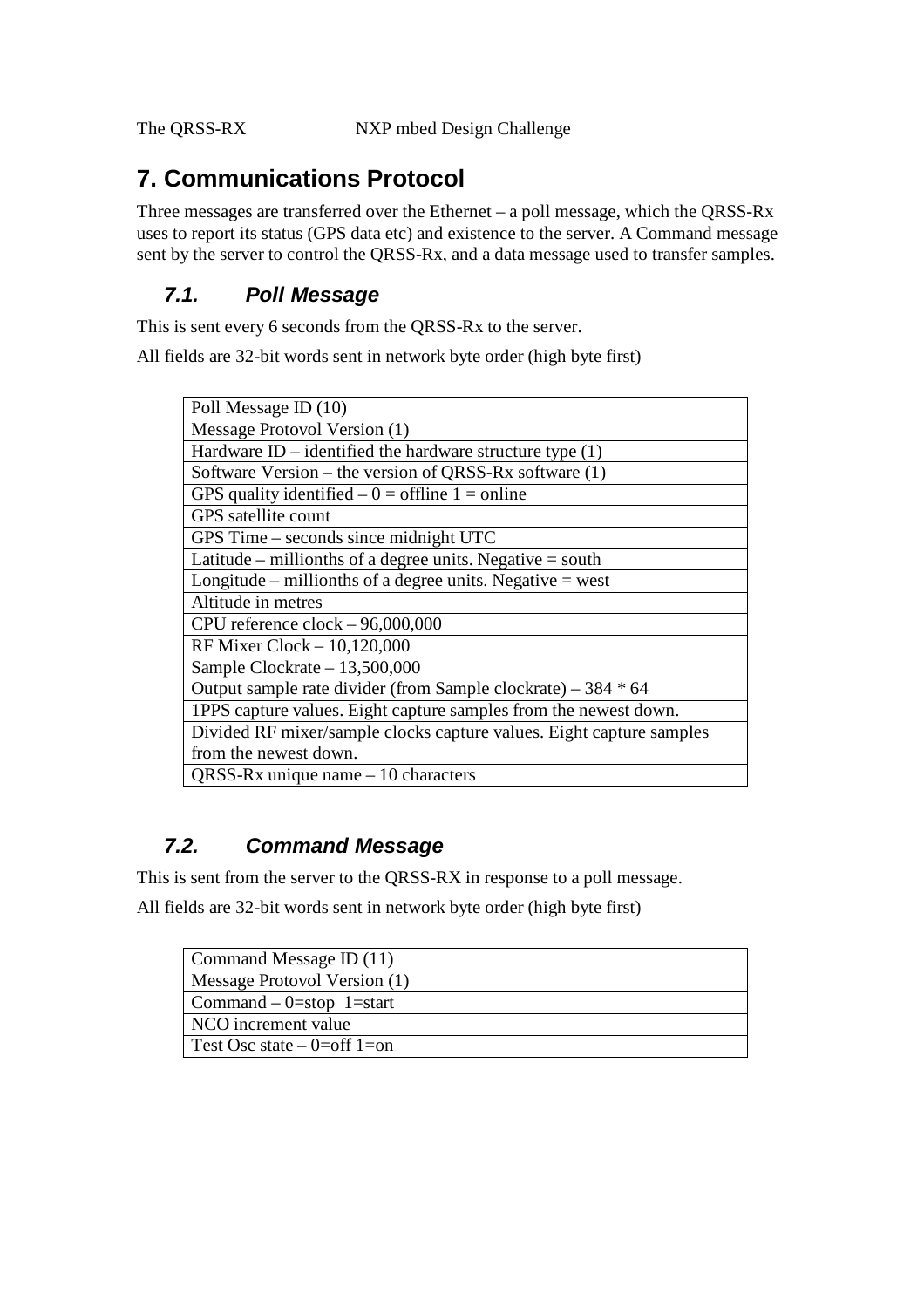# 7. Communications Protocol

Three messages are transferred over the Ethernet – a poll message, which the QRSS-Rx uses to report its status (GPS data etc) and existence to the server. A Command message sent by the server to control the QRSS-Rx, and a data message used to transfer samples.

## *7.1. Poll Message*

This is sent every 6 seconds from the QRSS-Rx to the server.

All fields are 32-bit words sent in network byte order (high byte first)

| Poll Message ID (10) |
|---|
| Message Protovol Version (1) |
| Hardware ID – identified the hardware structure type (1) |
| Software Version – the version of QRSS-Rx software (1) |
| GPS quality identified – 0 = offline 1 = online |
| GPS satellite count |
| GPS Time – seconds since midnight UTC |
| Latitude – millionths of a degree units. Negative = south |
| Longitude – millionths of a degree units. Negative = west |
| Altitude in metres |
| CPU reference clock – 96,000,000 |
| RF Mixer Clock – 10,120,000 |
| Sample Clockrate – 13,500,000 |
| Output sample rate divider (from Sample clockrate) – 384 * 64 |
| 1PPS capture values. Eight capture samples from the newest down. |
| Divided RF mixer/sample clocks capture values. Eight capture samples from the newest down. |
| QRSS-Rx unique name – 10 characters |

## *7.2. Command Message*

This is sent from the server to the QRSS-RX in response to a poll message.

All fields are 32-bit words sent in network byte order (high byte first)

| Command Message ID (11) |
|---|
| Message Protovol Version (1) |
| Command – 0=stop 1=start |
| NCO increment value |
| Test Osc state – 0=off 1=on |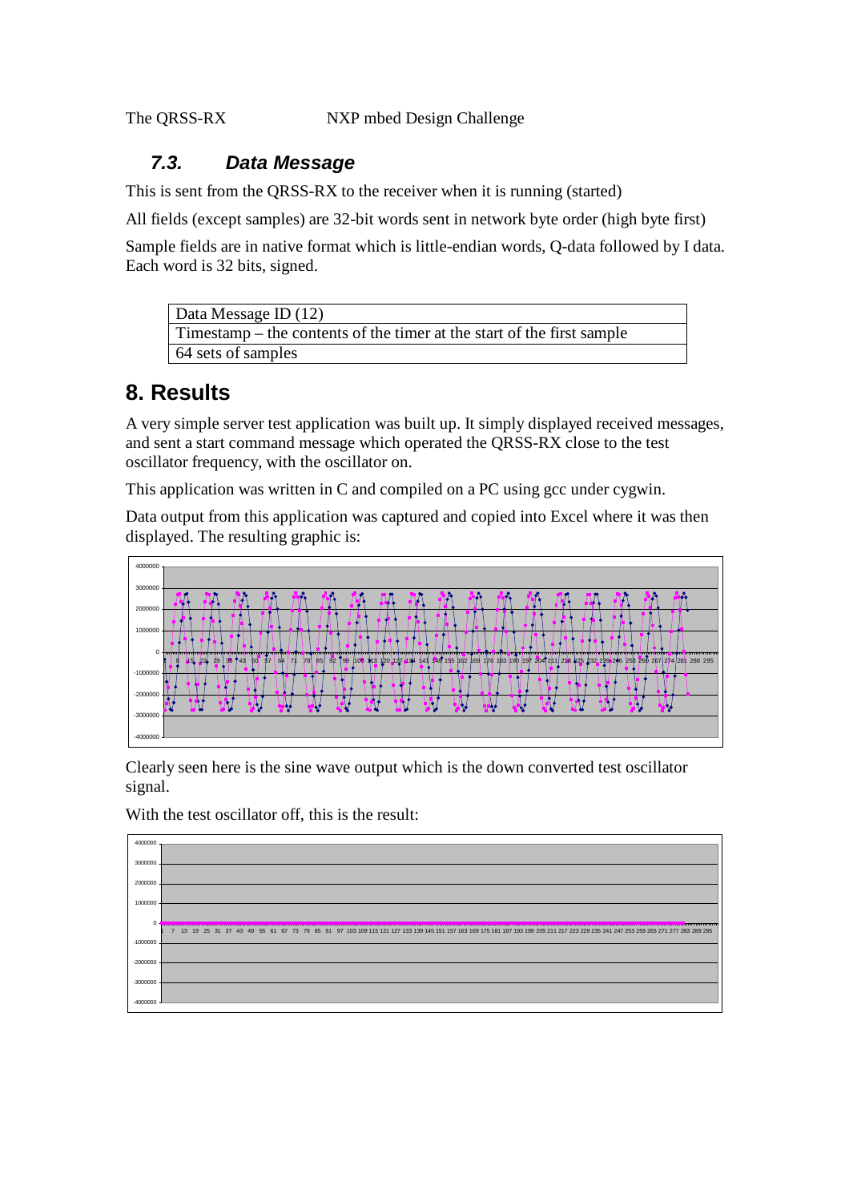### *7.3. Data Message*

This is sent from the QRSS-RX to the receiver when it is running (started)

All fields (except samples) are 32-bit words sent in network byte order (high byte first)

Sample fields are in native format which is little-endian words, Q-data followed by I data. Each word is 32 bits, signed.

| Data Message ID (12) |
|---|
| Timestamp – the contents of the timer at the start of the first sample |
| 64 sets of samples |

## 8. Results

A very simple server test application was built up. It simply displayed received messages, and sent a start command message which operated the QRSS-RX close to the test oscillator frequency, with the oscillator on.

This application was written in C and compiled on a PC using gcc under cygwin.

Data output from this application was captured and copied into Excel where it was then displayed. The resulting graphic is:

Clearly seen here is the sine wave output which is the down converted test oscillator signal.

With the test oscillator off, this is the result: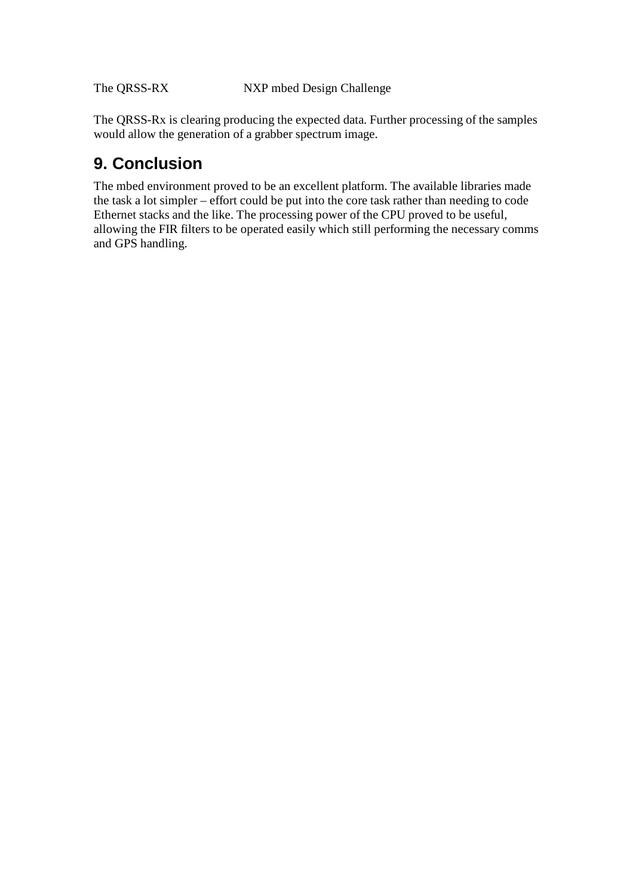The QRSS-Rx is clearing producing the expected data. Further processing of the samples would allow the generation of a grabber spectrum image.

## 9. Conclusion

The mbed environment proved to be an excellent platform. The available libraries made the task a lot simpler – effort could be put into the core task rather than needing to code Ethernet stacks and the like. The processing power of the CPU proved to be useful, allowing the FIR filters to be operated easily which still performing the necessary comms and GPS handling.